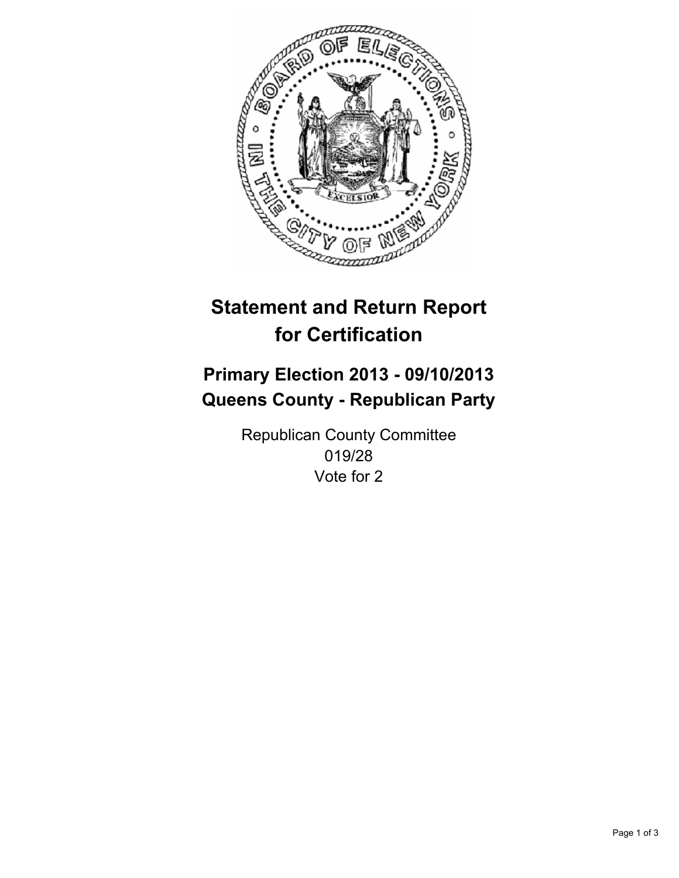# Statement and Return Report for Certification

## Primary Election 2013 - 09/10/2013
## Queens County - Republican Party

Republican County Committee
019/28
Vote for 2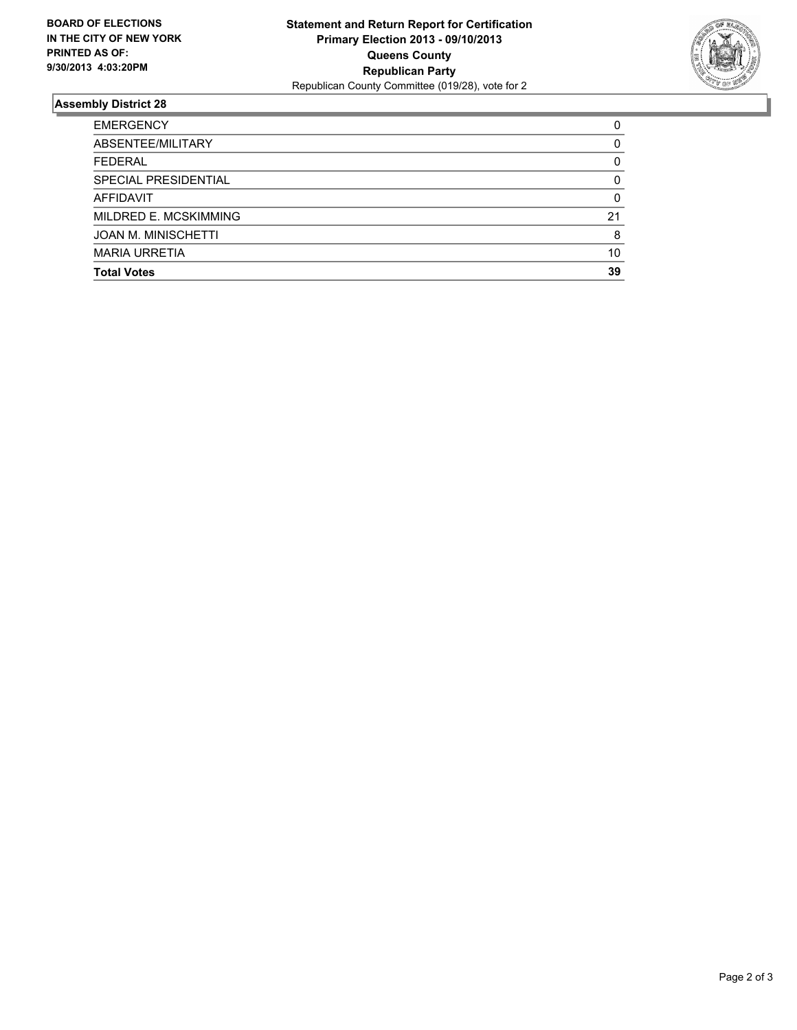**BOARD OF ELECTIONS IN THE CITY OF NEW YORK PRINTED AS OF: 9/30/2013 4:03:20PM**

**Statement and Return Report for Certification**
**Primary Election 2013 - 09/10/2013**
**Queens County**
**Republican Party**
Republican County Committee (019/28), vote for 2

## Assembly District 28

| | |
|---|---|
| EMERGENCY | 0 |
| ABSENTEE/MILITARY | 0 |
| FEDERAL | 0 |
| SPECIAL PRESIDENTIAL | 0 |
| AFFIDAVIT | 0 |
| MILDRED E. MCSKIMMING | 21 |
| JOAN M. MINISCHETTI | 8 |
| MARIA URRETIA | 10 |
| **Total Votes** | **39** |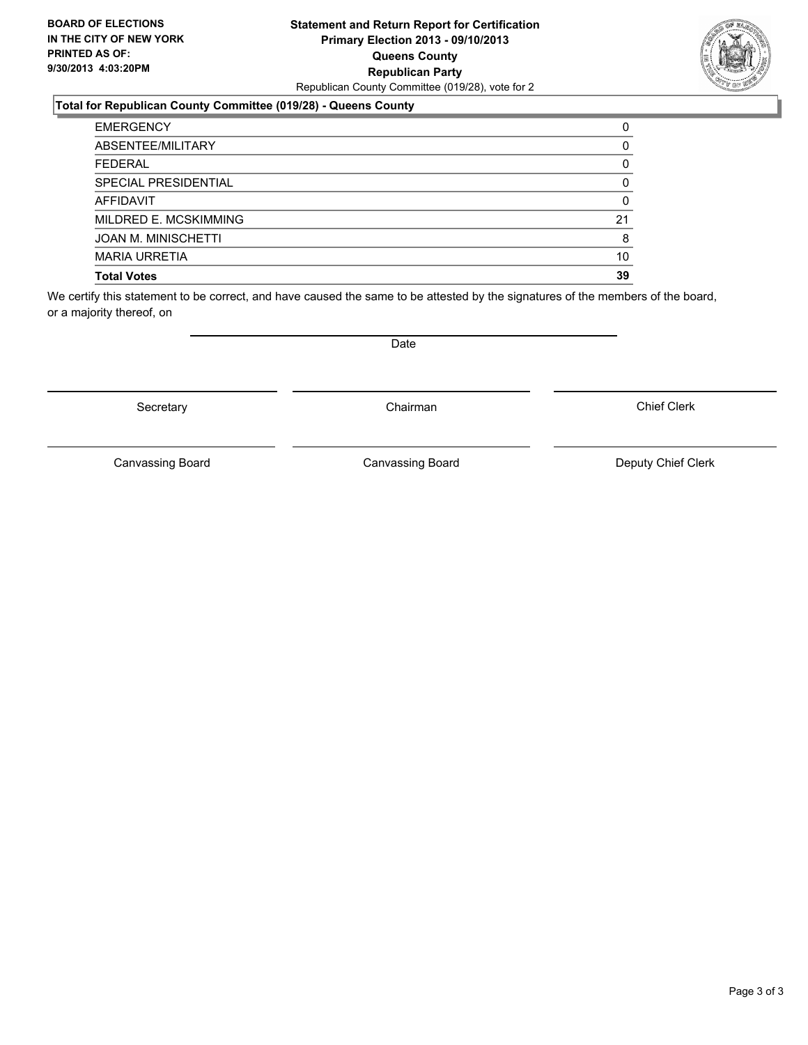**BOARD OF ELECTIONS IN THE CITY OF NEW YORK PRINTED AS OF: 9/30/2013 4:03:20PM**

**Statement and Return Report for Certification**
**Primary Election 2013 - 09/10/2013**
**Queens County**
**Republican Party**
Republican County Committee (019/28), vote for 2

### Total for Republican County Committee (019/28) - Queens County

| | |
|---|---|
| EMERGENCY | 0 |
| ABSENTEE/MILITARY | 0 |
| FEDERAL | 0 |
| SPECIAL PRESIDENTIAL | 0 |
| AFFIDAVIT | 0 |
| MILDRED E. MCSKIMMING | 21 |
| JOAN M. MINISCHETTI | 8 |
| MARIA URRETIA | 10 |
| **Total Votes** | **39** |

We certify this statement to be correct, and have caused the same to be attested by the signatures of the members of the board, or a majority thereof, on

Date

Secretary | Chairman | Chief Clerk

Canvassing Board | Canvassing Board | Deputy Chief Clerk